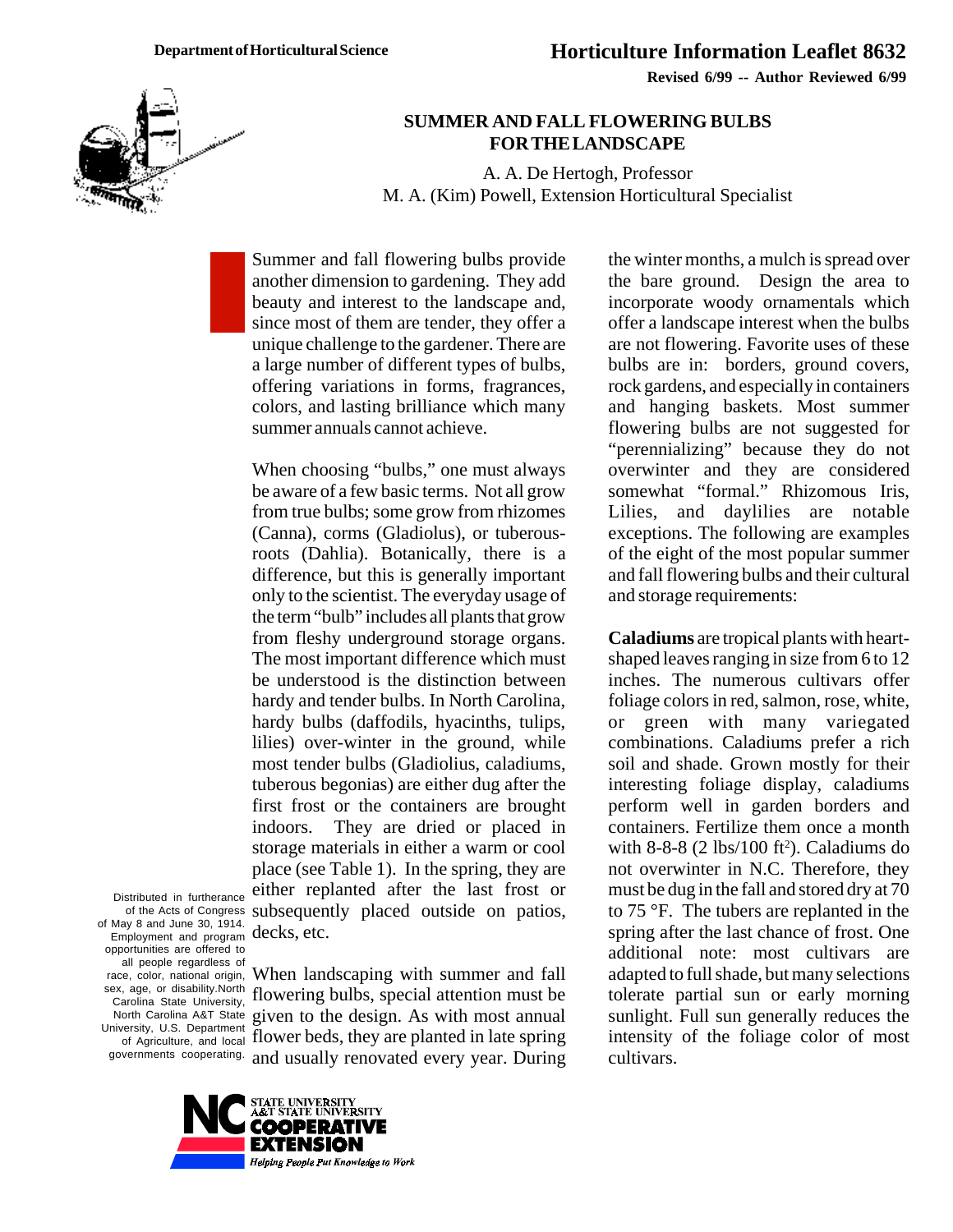Department of Horticultural Science

# Horticulture Information Leaflet 8632

**Revised 6/99 -- Author Reviewed 6/99**

## SUMMER AND FALL FLOWERING BULBS FOR THE LANDSCAPE

A. A. De Hertogh, Professor
M. A. (Kim) Powell, Extension Horticultural Specialist

Summer and fall flowering bulbs provide another dimension to gardening. They add beauty and interest to the landscape and, since most of them are tender, they offer a unique challenge to the gardener. There are a large number of different types of bulbs, offering variations in forms, fragrances, colors, and lasting brilliance which many summer annuals cannot achieve.

When choosing "bulbs," one must always be aware of a few basic terms. Not all grow from true bulbs; some grow from rhizomes (Canna), corms (Gladiolus), or tuberous-roots (Dahlia). Botanically, there is a difference, but this is generally important only to the scientist. The everyday usage of the term "bulb" includes all plants that grow from fleshy underground storage organs. The most important difference which must be understood is the distinction between hardy and tender bulbs. In North Carolina, hardy bulbs (daffodils, hyacinths, tulips, lilies) over-winter in the ground, while most tender bulbs (Gladiolius, caladiums, tuberous begonias) are either dug after the first frost or the containers are brought indoors. They are dried or placed in storage materials in either a warm or cool place (see Table 1). In the spring, they are either replanted after the last frost or subsequently placed outside on patios, decks, etc.

When landscaping with summer and fall flowering bulbs, special attention must be given to the design. As with most annual flower beds, they are planted in late spring and usually renovated every year. During the winter months, a mulch is spread over the bare ground. Design the area to incorporate woody ornamentals which offer a landscape interest when the bulbs are not flowering. Favorite uses of these bulbs are in: borders, ground covers, rock gardens, and especially in containers and hanging baskets. Most summer flowering bulbs are not suggested for "perennializing" because they do not overwinter and they are considered somewhat "formal." Rhizomous Iris, Lilies, and daylilies are notable exceptions. The following are examples of the eight of the most popular summer and fall flowering bulbs and their cultural and storage requirements:

**Caladiums** are tropical plants with heart-shaped leaves ranging in size from 6 to 12 inches. The numerous cultivars offer foliage colors in red, salmon, rose, white, or green with many variegated combinations. Caladiums prefer a rich soil and shade. Grown mostly for their interesting foliage display, caladiums perform well in garden borders and containers. Fertilize them once a month with 8-8-8 (2 lbs/100 ft$^2$). Caladiums do not overwinter in N.C. Therefore, they must be dug in the fall and stored dry at 70 to 75 °F. The tubers are replanted in the spring after the last chance of frost. One additional note: most cultivars are adapted to full shade, but many selections tolerate partial sun or early morning sunlight. Full sun generally reduces the intensity of the foliage color of most cultivars.

Distributed in furtherance of the Acts of Congress of May 8 and June 30, 1914. Employment and program opportunities are offered to all people regardless of race, color, national origin, sex, age, or disability. North Carolina State University, North Carolina A&T State University, U.S. Department of Agriculture, and local governments cooperating.

NC STATE UNIVERSITY A&T STATE UNIVERSITY COOPERATIVE EXTENSION — Helping People Put Knowledge to Work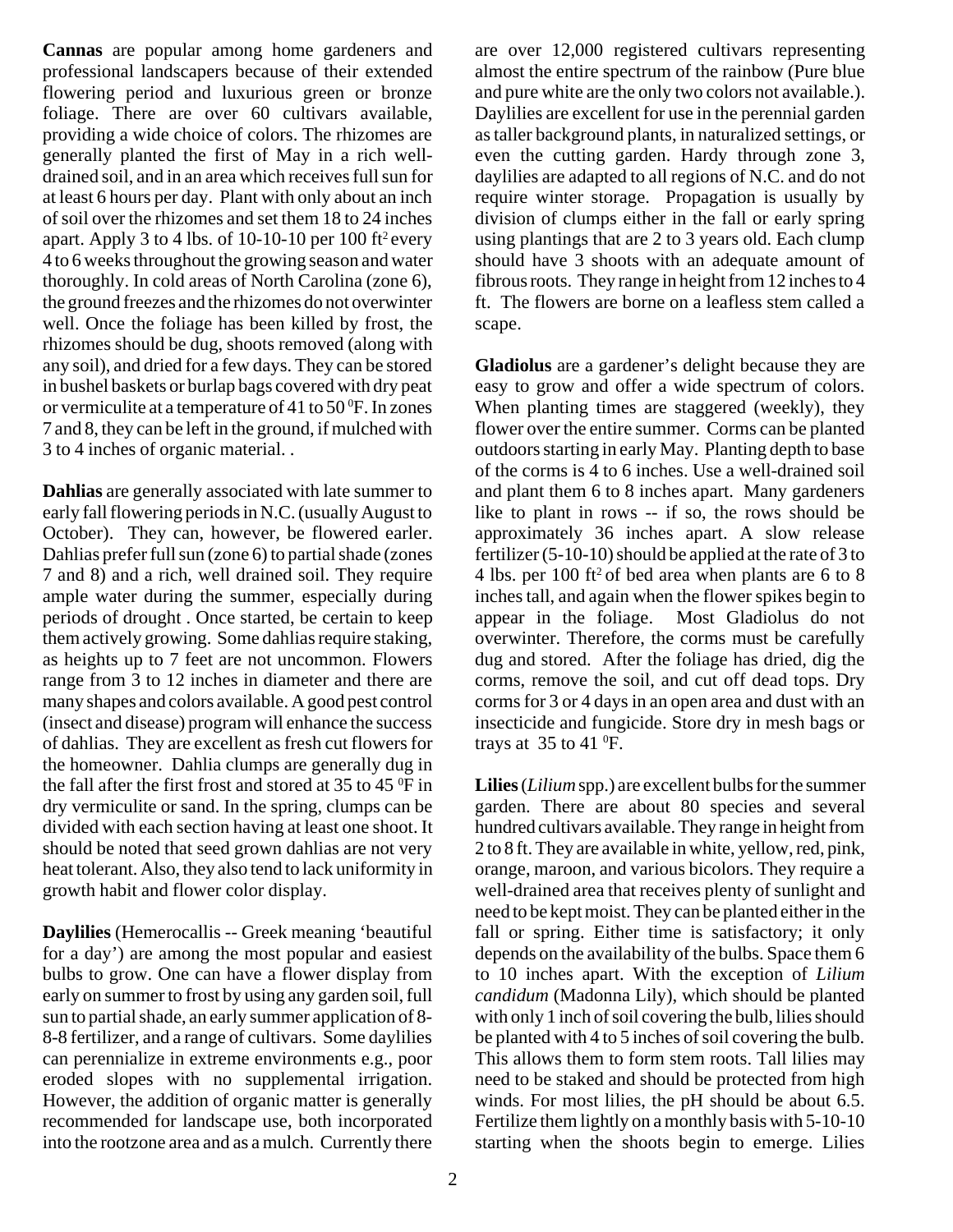**Cannas** are popular among home gardeners and professional landscapers because of their extended flowering period and luxurious green or bronze foliage. There are over 60 cultivars available, providing a wide choice of colors. The rhizomes are generally planted the first of May in a rich well-drained soil, and in an area which receives full sun for at least 6 hours per day. Plant with only about an inch of soil over the rhizomes and set them 18 to 24 inches apart. Apply 3 to 4 lbs. of 10-10-10 per 100 $ft^2$ every 4 to 6 weeks throughout the growing season and water thoroughly. In cold areas of North Carolina (zone 6), the ground freezes and the rhizomes do not overwinter well. Once the foliage has been killed by frost, the rhizomes should be dug, shoots removed (along with any soil), and dried for a few days. They can be stored in bushel baskets or burlap bags covered with dry peat or vermiculite at a temperature of 41 to 50 $^0$F. In zones 7 and 8, they can be left in the ground, if mulched with 3 to 4 inches of organic material. .

**Dahlias** are generally associated with late summer to early fall flowering periods in N.C. (usually August to October). They can, however, be flowered earler. Dahlias prefer full sun (zone 6) to partial shade (zones 7 and 8) and a rich, well drained soil. They require ample water during the summer, especially during periods of drought . Once started, be certain to keep them actively growing. Some dahlias require staking, as heights up to 7 feet are not uncommon. Flowers range from 3 to 12 inches in diameter and there are many shapes and colors available. A good pest control (insect and disease) program will enhance the success of dahlias. They are excellent as fresh cut flowers for the homeowner. Dahlia clumps are generally dug in the fall after the first frost and stored at 35 to 45 $^0$F in dry vermiculite or sand. In the spring, clumps can be divided with each section having at least one shoot. It should be noted that seed grown dahlias are not very heat tolerant. Also, they also tend to lack uniformity in growth habit and flower color display.

**Daylilies** (Hemerocallis -- Greek meaning 'beautiful for a day') are among the most popular and easiest bulbs to grow. One can have a flower display from early on summer to frost by using any garden soil, full sun to partial shade, an early summer application of 8-8-8 fertilizer, and a range of cultivars. Some daylilies can perennialize in extreme environments e.g., poor eroded slopes with no supplemental irrigation. However, the addition of organic matter is generally recommended for landscape use, both incorporated into the rootzone area and as a mulch. Currently there are over 12,000 registered cultivars representing almost the entire spectrum of the rainbow (Pure blue and pure white are the only two colors not available.). Daylilies are excellent for use in the perennial garden as taller background plants, in naturalized settings, or even the cutting garden. Hardy through zone 3, daylilies are adapted to all regions of N.C. and do not require winter storage. Propagation is usually by division of clumps either in the fall or early spring using plantings that are 2 to 3 years old. Each clump should have 3 shoots with an adequate amount of fibrous roots. They range in height from 12 inches to 4 ft. The flowers are borne on a leafless stem called a scape.

**Gladiolus** are a gardener's delight because they are easy to grow and offer a wide spectrum of colors. When planting times are staggered (weekly), they flower over the entire summer. Corms can be planted outdoors starting in early May. Planting depth to base of the corms is 4 to 6 inches. Use a well-drained soil and plant them 6 to 8 inches apart. Many gardeners like to plant in rows -- if so, the rows should be approximately 36 inches apart. A slow release fertilizer (5-10-10) should be applied at the rate of 3 to 4 lbs. per 100 $ft^2$ of bed area when plants are 6 to 8 inches tall, and again when the flower spikes begin to appear in the foliage. Most Gladiolus do not overwinter. Therefore, the corms must be carefully dug and stored. After the foliage has dried, dig the corms, remove the soil, and cut off dead tops. Dry corms for 3 or 4 days in an open area and dust with an insecticide and fungicide. Store dry in mesh bags or trays at 35 to 41 $^0$F.

**Lilies** (*Lilium* spp.) are excellent bulbs for the summer garden. There are about 80 species and several hundred cultivars available. They range in height from 2 to 8 ft. They are available in white, yellow, red, pink, orange, maroon, and various bicolors. They require a well-drained area that receives plenty of sunlight and need to be kept moist. They can be planted either in the fall or spring. Either time is satisfactory; it only depends on the availability of the bulbs. Space them 6 to 10 inches apart. With the exception of *Lilium candidum* (Madonna Lily), which should be planted with only 1 inch of soil covering the bulb, lilies should be planted with 4 to 5 inches of soil covering the bulb. This allows them to form stem roots. Tall lilies may need to be staked and should be protected from high winds. For most lilies, the pH should be about 6.5. Fertilize them lightly on a monthly basis with 5-10-10 starting when the shoots begin to emerge. Lilies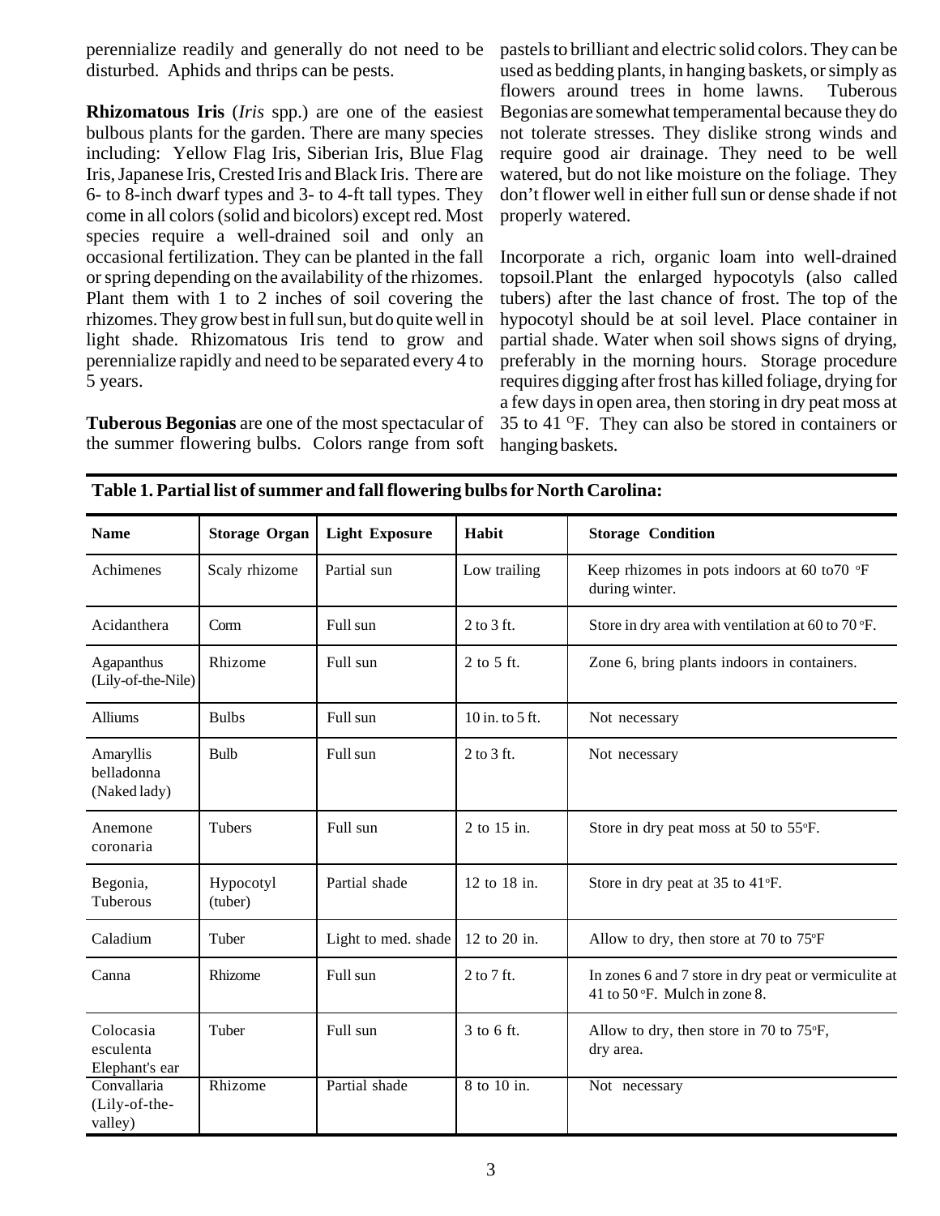perennialize readily and generally do not need to be disturbed. Aphids and thrips can be pests.

**Rhizomatous Iris** (*Iris* spp.) are one of the easiest bulbous plants for the garden. There are many species including: Yellow Flag Iris, Siberian Iris, Blue Flag Iris, Japanese Iris, Crested Iris and Black Iris. There are 6- to 8-inch dwarf types and 3- to 4-ft tall types. They come in all colors (solid and bicolors) except red. Most species require a well-drained soil and only an occasional fertilization. They can be planted in the fall or spring depending on the availability of the rhizomes. Plant them with 1 to 2 inches of soil covering the rhizomes. They grow best in full sun, but do quite well in light shade. Rhizomatous Iris tend to grow and perennialize rapidly and need to be separated every 4 to 5 years.

**Tuberous Begonias** are one of the most spectacular of the summer flowering bulbs. Colors range from soft pastels to brilliant and electric solid colors. They can be used as bedding plants, in hanging baskets, or simply as flowers around trees in home lawns. Tuberous Begonias are somewhat temperamental because they do not tolerate stresses. They dislike strong winds and require good air drainage. They need to be well watered, but do not like moisture on the foliage. They don't flower well in either full sun or dense shade if not properly watered.

Incorporate a rich, organic loam into well-drained topsoil.Plant the enlarged hypocotyls (also called tubers) after the last chance of frost. The top of the hypocotyl should be at soil level. Place container in partial shade. Water when soil shows signs of drying, preferably in the morning hours. Storage procedure requires digging after frost has killed foliage, drying for a few days in open area, then storing in dry peat moss at 35 to 41 °F. They can also be stored in containers or hanging baskets.

**Table 1. Partial list of summer and fall flowering bulbs for North Carolina:**

| Name | Storage Organ | Light Exposure | Habit | Storage Condition |
|---|---|---|---|---|
| Achimenes | Scaly rhizome | Partial sun | Low trailing | Keep rhizomes in pots indoors at 60 to70 °F during winter. |
| Acidanthera | Corm | Full sun | 2 to 3 ft. | Store in dry area with ventilation at 60 to 70 °F. |
| Agapanthus (Lily-of-the-Nile) | Rhizome | Full sun | 2 to 5 ft. | Zone 6, bring plants indoors in containers. |
| Alliums | Bulbs | Full sun | 10 in. to 5 ft. | Not necessary |
| Amaryllis belladonna (Naked lady) | Bulb | Full sun | 2 to 3 ft. | Not necessary |
| Anemone coronaria | Tubers | Full sun | 2 to 15 in. | Store in dry peat moss at 50 to 55°F. |
| Begonia, Tuberous | Hypocotyl (tuber) | Partial shade | 12 to 18 in. | Store in dry peat at 35 to 41°F. |
| Caladium | Tuber | Light to med. shade | 12 to 20 in. | Allow to dry, then store at 70 to 75°F |
| Canna | Rhizome | Full sun | 2 to 7 ft. | In zones 6 and 7 store in dry peat or vermiculite at 41 to 50 °F. Mulch in zone 8. |
| Colocasia esculenta Elephant's ear | Tuber | Full sun | 3 to 6 ft. | Allow to dry, then store in 70 to 75°F, dry area. |
| Convallaria (Lily-of-the-valley) | Rhizome | Partial shade | 8 to 10 in. | Not necessary |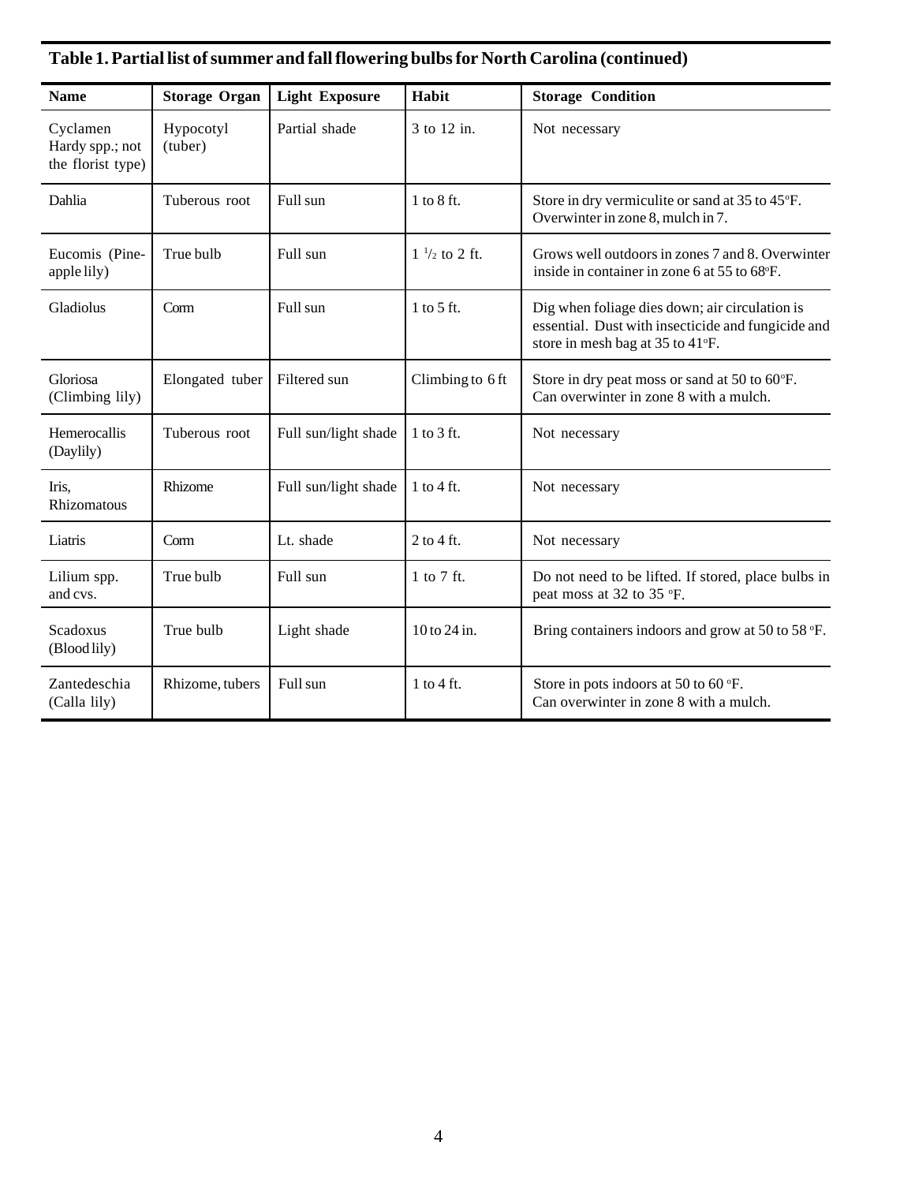## Table 1. Partial list of summer and fall flowering bulbs for North Carolina (continued)

| Name | Storage Organ | Light Exposure | Habit | Storage Condition |
| --- | --- | --- | --- | --- |
| Cyclamen Hardy spp.; not the florist type) | Hypocotyl (tuber) | Partial shade | 3 to 12 in. | Not necessary |
| Dahlia | Tuberous root | Full sun | 1 to 8 ft. | Store in dry vermiculite or sand at 35 to 45°F. Overwinter in zone 8, mulch in 7. |
| Eucomis (Pine-apple lily) | True bulb | Full sun | 1 ½ to 2 ft. | Grows well outdoors in zones 7 and 8. Overwinter inside in container in zone 6 at 55 to 68°F. |
| Gladiolus | Corm | Full sun | 1 to 5 ft. | Dig when foliage dies down; air circulation is essential. Dust with insecticide and fungicide and store in mesh bag at 35 to 41°F. |
| Gloriosa (Climbing lily) | Elongated tuber | Filtered sun | Climbing to 6 ft | Store in dry peat moss or sand at 50 to 60°F. Can overwinter in zone 8 with a mulch. |
| Hemerocallis (Daylily) | Tuberous root | Full sun/light shade | 1 to 3 ft. | Not necessary |
| Iris, Rhizomatous | Rhizome | Full sun/light shade | 1 to 4 ft. | Not necessary |
| Liatris | Corm | Lt. shade | 2 to 4 ft. | Not necessary |
| Lilium spp. and cvs. | True bulb | Full sun | 1 to 7 ft. | Do not need to be lifted. If stored, place bulbs in peat moss at 32 to 35 °F. |
| Scadoxus (Blood lily) | True bulb | Light shade | 10 to 24 in. | Bring containers indoors and grow at 50 to 58 °F. |
| Zantedeschia (Calla lily) | Rhizome, tubers | Full sun | 1 to 4 ft. | Store in pots indoors at 50 to 60 °F. Can overwinter in zone 8 with a mulch. |